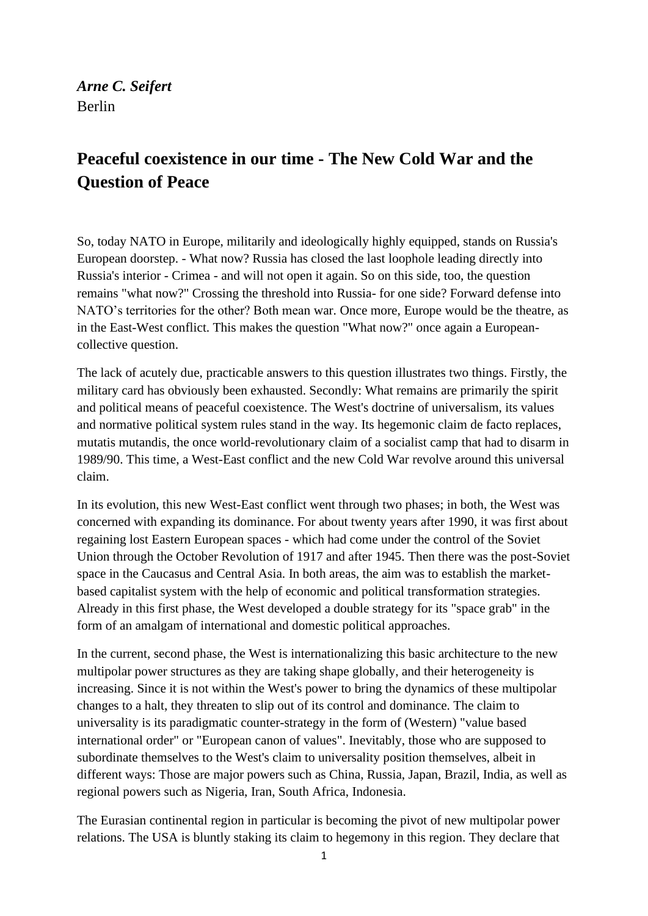***Arne C. Seifert***
Berlin

# Peaceful coexistence in our time - The New Cold War and the Question of Peace

So, today NATO in Europe, militarily and ideologically highly equipped, stands on Russia's European doorstep. - What now? Russia has closed the last loophole leading directly into Russia's interior - Crimea - and will not open it again. So on this side, too, the question remains "what now?" Crossing the threshold into Russia- for one side? Forward defense into NATO's territories for the other? Both mean war. Once more, Europe would be the theatre, as in the East-West conflict. This makes the question "What now?" once again a European-collective question.

The lack of acutely due, practicable answers to this question illustrates two things. Firstly, the military card has obviously been exhausted. Secondly: What remains are primarily the spirit and political means of peaceful coexistence. The West's doctrine of universalism, its values and normative political system rules stand in the way. Its hegemonic claim de facto replaces, mutatis mutandis, the once world-revolutionary claim of a socialist camp that had to disarm in 1989/90. This time, a West-East conflict and the new Cold War revolve around this universal claim.

In its evolution, this new West-East conflict went through two phases; in both, the West was concerned with expanding its dominance. For about twenty years after 1990, it was first about regaining lost Eastern European spaces - which had come under the control of the Soviet Union through the October Revolution of 1917 and after 1945. Then there was the post-Soviet space in the Caucasus and Central Asia. In both areas, the aim was to establish the market-based capitalist system with the help of economic and political transformation strategies. Already in this first phase, the West developed a double strategy for its "space grab" in the form of an amalgam of international and domestic political approaches.

In the current, second phase, the West is internationalizing this basic architecture to the new multipolar power structures as they are taking shape globally, and their heterogeneity is increasing. Since it is not within the West's power to bring the dynamics of these multipolar changes to a halt, they threaten to slip out of its control and dominance. The claim to universality is its paradigmatic counter-strategy in the form of (Western) "value based international order" or "European canon of values". Inevitably, those who are supposed to subordinate themselves to the West's claim to universality position themselves, albeit in different ways: Those are major powers such as China, Russia, Japan, Brazil, India, as well as regional powers such as Nigeria, Iran, South Africa, Indonesia.

The Eurasian continental region in particular is becoming the pivot of new multipolar power relations. The USA is bluntly staking its claim to hegemony in this region. They declare that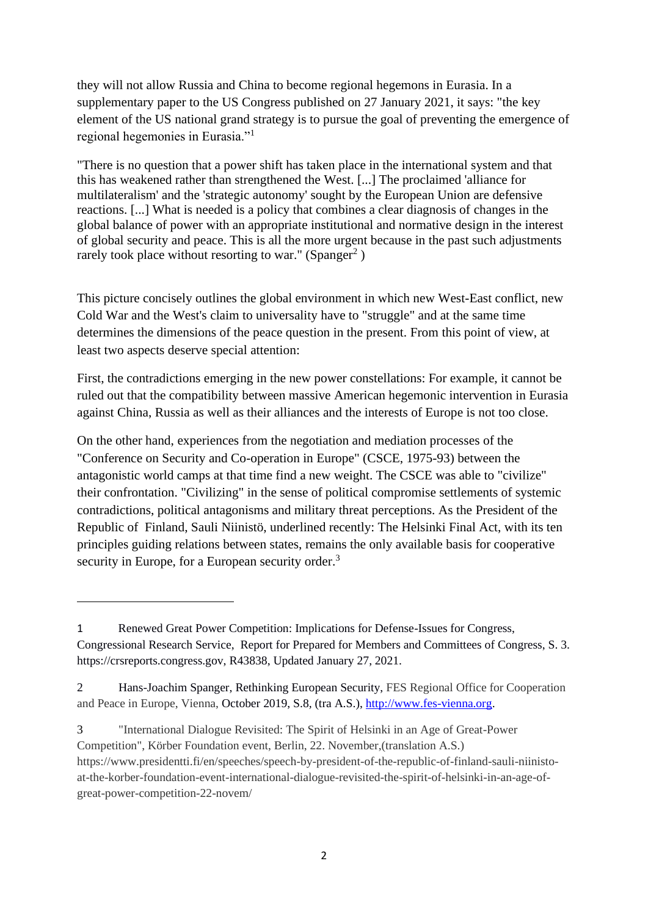they will not allow Russia and China to become regional hegemons in Eurasia. In a supplementary paper to the US Congress published on 27 January 2021, it says: "the key element of the US national grand strategy is to pursue the goal of preventing the emergence of regional hegemonies in Eurasia."[1]

"There is no question that a power shift has taken place in the international system and that this has weakened rather than strengthened the West. [...] The proclaimed 'alliance for multilateralism' and the 'strategic autonomy' sought by the European Union are defensive reactions. [...] What is needed is a policy that combines a clear diagnosis of changes in the global balance of power with an appropriate institutional and normative design in the interest of global security and peace. This is all the more urgent because in the past such adjustments rarely took place without resorting to war." (Spanger[2] )

This picture concisely outlines the global environment in which new West-East conflict, new Cold War and the West's claim to universality have to "struggle" and at the same time determines the dimensions of the peace question in the present. From this point of view, at least two aspects deserve special attention:

First, the contradictions emerging in the new power constellations: For example, it cannot be ruled out that the compatibility between massive American hegemonic intervention in Eurasia against China, Russia as well as their alliances and the interests of Europe is not too close.

On the other hand, experiences from the negotiation and mediation processes of the "Conference on Security and Co-operation in Europe" (CSCE, 1975-93) between the antagonistic world camps at that time find a new weight. The CSCE was able to "civilize" their confrontation. "Civilizing" in the sense of political compromise settlements of systemic contradictions, political antagonisms and military threat perceptions. As the President of the Republic of Finland, Sauli Niinistö, underlined recently: The Helsinki Final Act, with its ten principles guiding relations between states, remains the only available basis for cooperative security in Europe, for a European security order.[3]

---

1 Renewed Great Power Competition: Implications for Defense-Issues for Congress, Congressional Research Service, Report for Prepared for Members and Committees of Congress, S. 3. https://crsreports.congress.gov, R43838, Updated January 27, 2021.

2 Hans-Joachim Spanger, Rethinking European Security, FES Regional Office for Cooperation and Peace in Europe, Vienna, October 2019, S.8, (tra A.S.), http://www.fes-vienna.org.

3 "International Dialogue Revisited: The Spirit of Helsinki in an Age of Great-Power Competition", Körber Foundation event, Berlin, 22. November,(translation A.S.) https://www.presidentti.fi/en/speeches/speech-by-president-of-the-republic-of-finland-sauli-niinisto-at-the-korber-foundation-event-international-dialogue-revisited-the-spirit-of-helsinki-in-an-age-of-great-power-competition-22-novem/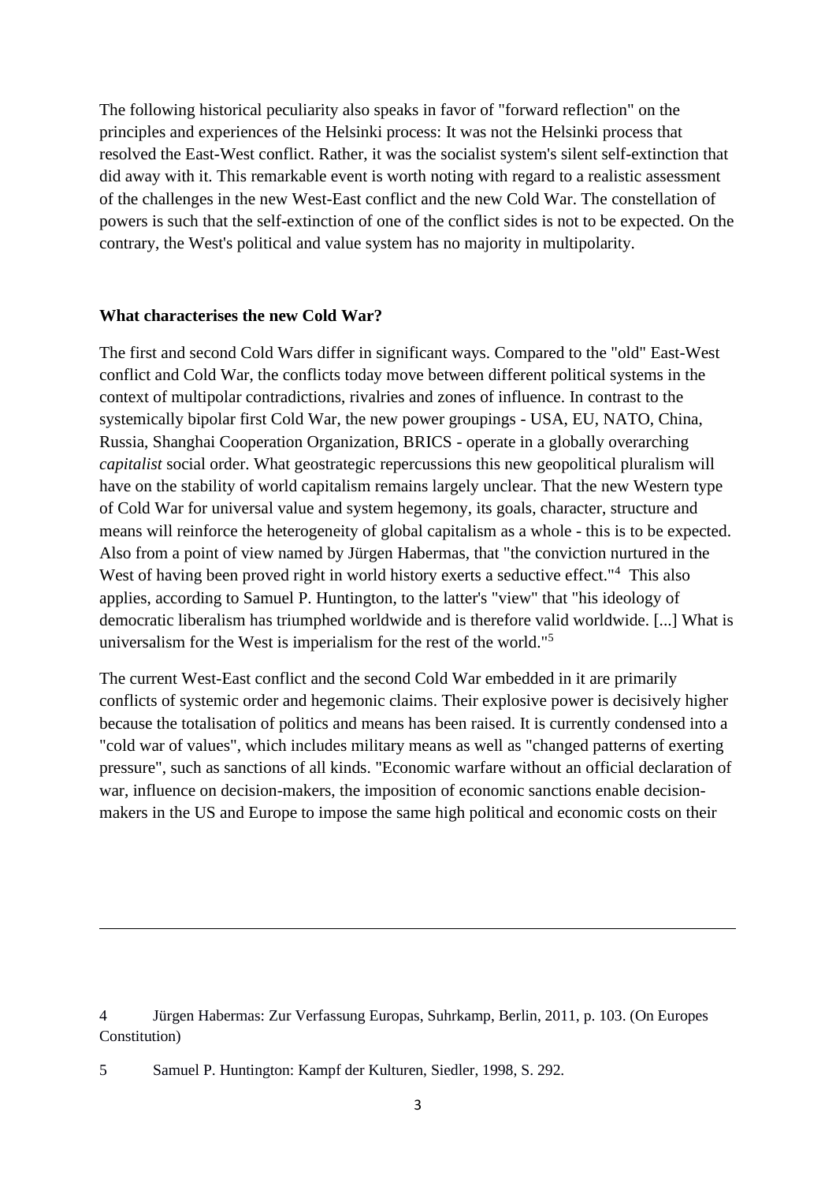The following historical peculiarity also speaks in favor of "forward reflection" on the principles and experiences of the Helsinki process: It was not the Helsinki process that resolved the East-West conflict. Rather, it was the socialist system's silent self-extinction that did away with it. This remarkable event is worth noting with regard to a realistic assessment of the challenges in the new West-East conflict and the new Cold War. The constellation of powers is such that the self-extinction of one of the conflict sides is not to be expected. On the contrary, the West's political and value system has no majority in multipolarity.

**What characterises the new Cold War?**

The first and second Cold Wars differ in significant ways. Compared to the "old" East-West conflict and Cold War, the conflicts today move between different political systems in the context of multipolar contradictions, rivalries and zones of influence. In contrast to the systemically bipolar first Cold War, the new power groupings - USA, EU, NATO, China, Russia, Shanghai Cooperation Organization, BRICS - operate in a globally overarching *capitalist* social order. What geostrategic repercussions this new geopolitical pluralism will have on the stability of world capitalism remains largely unclear. That the new Western type of Cold War for universal value and system hegemony, its goals, character, structure and means will reinforce the heterogeneity of global capitalism as a whole - this is to be expected. Also from a point of view named by Jürgen Habermas, that "the conviction nurtured in the West of having been proved right in world history exerts a seductive effect."[4] This also applies, according to Samuel P. Huntington, to the latter's "view" that "his ideology of democratic liberalism has triumphed worldwide and is therefore valid worldwide. [...] What is universalism for the West is imperialism for the rest of the world."[5]

The current West-East conflict and the second Cold War embedded in it are primarily conflicts of systemic order and hegemonic claims. Their explosive power is decisively higher because the totalisation of politics and means has been raised. It is currently condensed into a "cold war of values", which includes military means as well as "changed patterns of exerting pressure", such as sanctions of all kinds. "Economic warfare without an official declaration of war, influence on decision-makers, the imposition of economic sanctions enable decision-makers in the US and Europe to impose the same high political and economic costs on their

---

4 Jürgen Habermas: Zur Verfassung Europas, Suhrkamp, Berlin, 2011, p. 103. (On Europes Constitution)

5 Samuel P. Huntington: Kampf der Kulturen, Siedler, 1998, S. 292.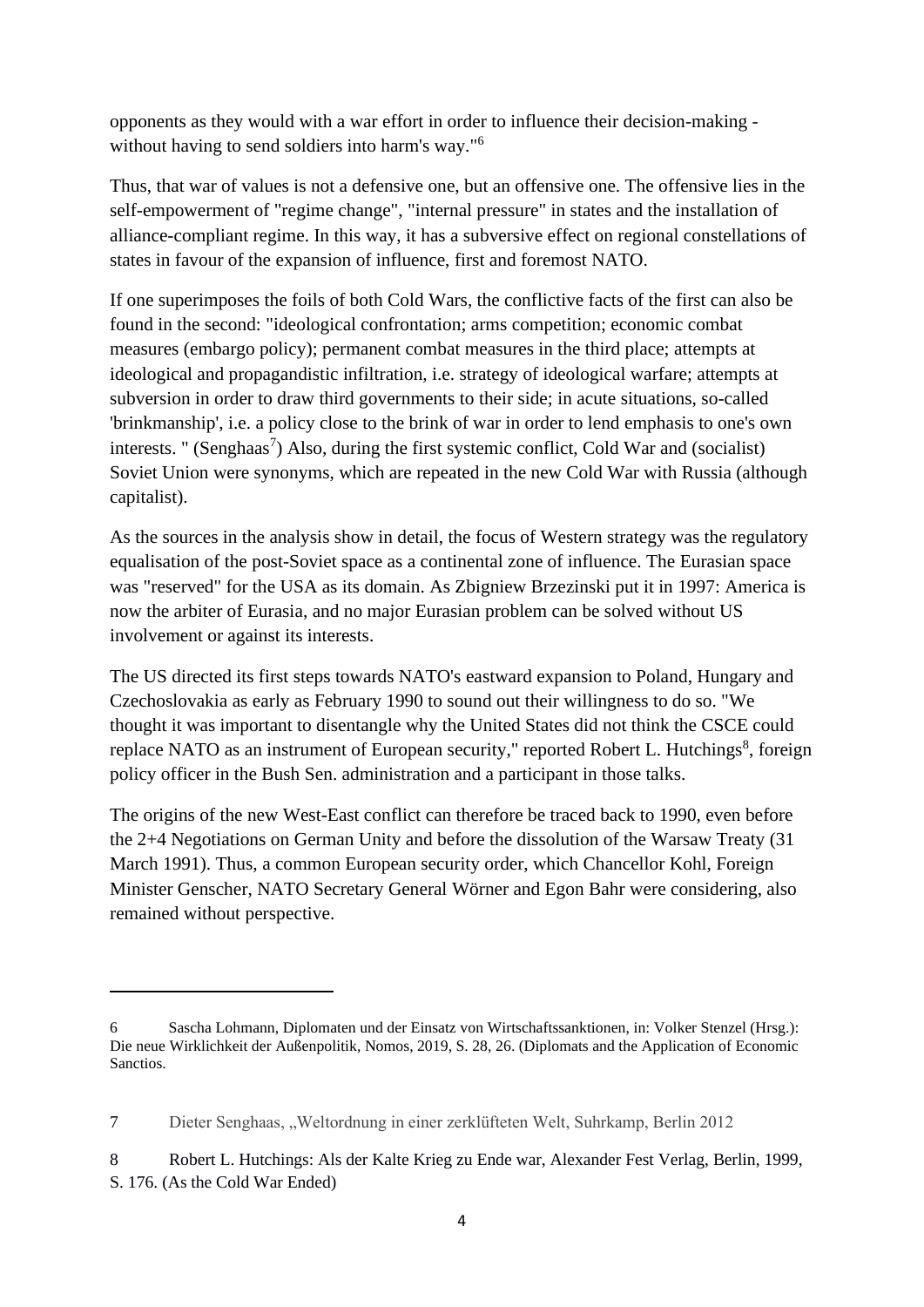opponents as they would with a war effort in order to influence their decision-making - without having to send soldiers into harm's way."[6]

Thus, that war of values is not a defensive one, but an offensive one. The offensive lies in the self-empowerment of "regime change", "internal pressure" in states and the installation of alliance-compliant regime. In this way, it has a subversive effect on regional constellations of states in favour of the expansion of influence, first and foremost NATO.

If one superimposes the foils of both Cold Wars, the conflictive facts of the first can also be found in the second: "ideological confrontation; arms competition; economic combat measures (embargo policy); permanent combat measures in the third place; attempts at ideological and propagandistic infiltration, i.e. strategy of ideological warfare; attempts at subversion in order to draw third governments to their side; in acute situations, so-called 'brinkmanship', i.e. a policy close to the brink of war in order to lend emphasis to one's own interests. " (Senghaas[7]) Also, during the first systemic conflict, Cold War and (socialist) Soviet Union were synonyms, which are repeated in the new Cold War with Russia (although capitalist).

As the sources in the analysis show in detail, the focus of Western strategy was the regulatory equalisation of the post-Soviet space as a continental zone of influence. The Eurasian space was "reserved" for the USA as its domain. As Zbigniew Brzezinski put it in 1997: America is now the arbiter of Eurasia, and no major Eurasian problem can be solved without US involvement or against its interests.

The US directed its first steps towards NATO's eastward expansion to Poland, Hungary and Czechoslovakia as early as February 1990 to sound out their willingness to do so. "We thought it was important to disentangle why the United States did not think the CSCE could replace NATO as an instrument of European security," reported Robert L. Hutchings[8], foreign policy officer in the Bush Sen. administration and a participant in those talks.

The origins of the new West-East conflict can therefore be traced back to 1990, even before the 2+4 Negotiations on German Unity and before the dissolution of the Warsaw Treaty (31 March 1991). Thus, a common European security order, which Chancellor Kohl, Foreign Minister Genscher, NATO Secretary General Wörner and Egon Bahr were considering, also remained without perspective.

---

6 Sascha Lohmann, Diplomaten und der Einsatz von Wirtschaftssanktionen, in: Volker Stenzel (Hrsg.): Die neue Wirklichkeit der Außenpolitik, Nomos, 2019, S. 28, 26. (Diplomats and the Application of Economic Sanctios.

7 Dieter Senghaas, „Weltordnung in einer zerklüfteten Welt, Suhrkamp, Berlin 2012

8 Robert L. Hutchings: Als der Kalte Krieg zu Ende war, Alexander Fest Verlag, Berlin, 1999, S. 176. (As the Cold War Ended)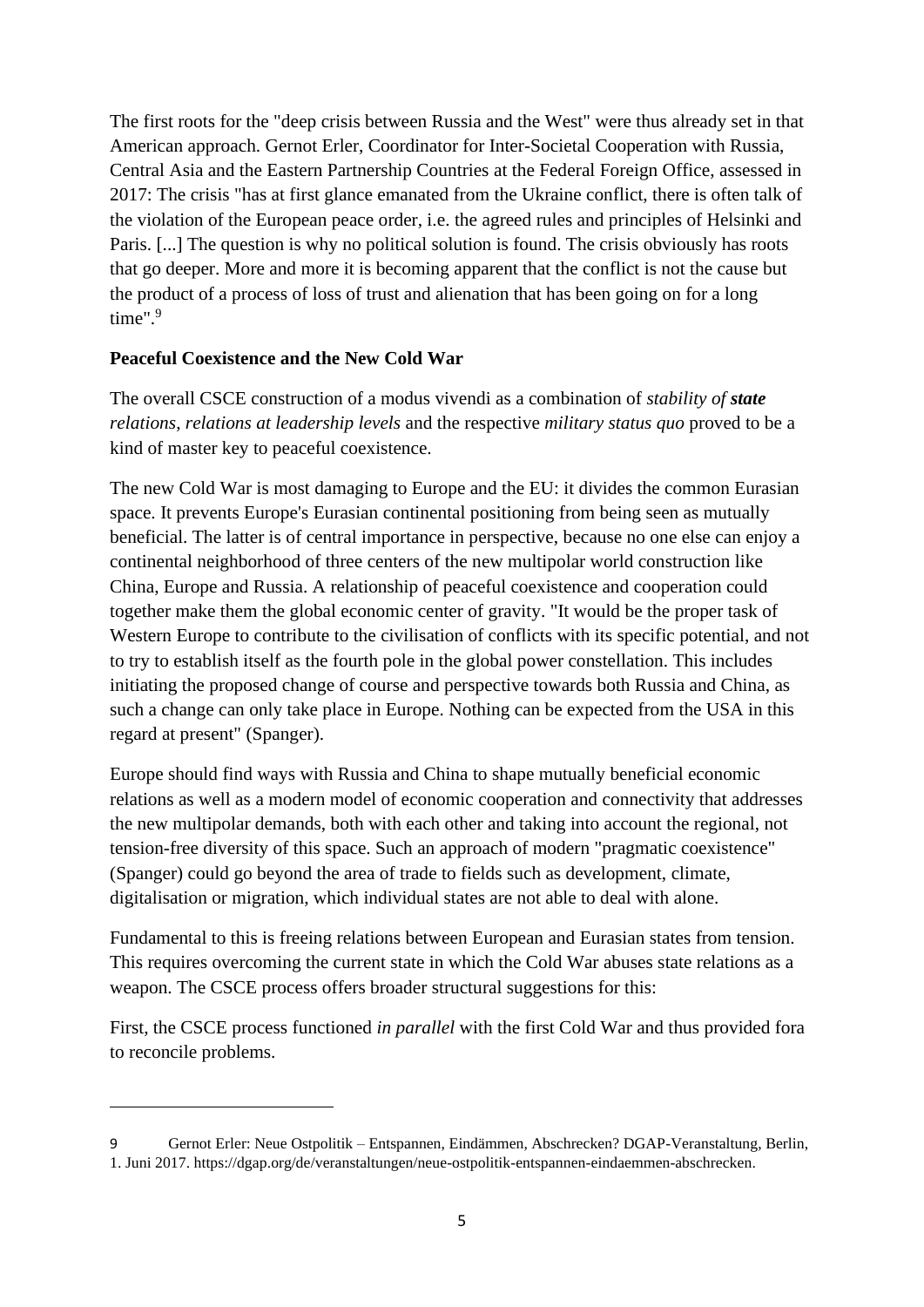The first roots for the "deep crisis between Russia and the West" were thus already set in that American approach. Gernot Erler, Coordinator for Inter-Societal Cooperation with Russia, Central Asia and the Eastern Partnership Countries at the Federal Foreign Office, assessed in 2017: The crisis "has at first glance emanated from the Ukraine conflict, there is often talk of the violation of the European peace order, i.e. the agreed rules and principles of Helsinki and Paris. [...] The question is why no political solution is found. The crisis obviously has roots that go deeper. More and more it is becoming apparent that the conflict is not the cause but the product of a process of loss of trust and alienation that has been going on for a long time".[9]

**Peaceful Coexistence and the New Cold War**

The overall CSCE construction of a modus vivendi as a combination of *stability of* ***state*** *relations*, *relations at leadership levels* and the respective *military status quo* proved to be a kind of master key to peaceful coexistence.

The new Cold War is most damaging to Europe and the EU: it divides the common Eurasian space. It prevents Europe's Eurasian continental positioning from being seen as mutually beneficial. The latter is of central importance in perspective, because no one else can enjoy a continental neighborhood of three centers of the new multipolar world construction like China, Europe and Russia. A relationship of peaceful coexistence and cooperation could together make them the global economic center of gravity. "It would be the proper task of Western Europe to contribute to the civilisation of conflicts with its specific potential, and not to try to establish itself as the fourth pole in the global power constellation. This includes initiating the proposed change of course and perspective towards both Russia and China, as such a change can only take place in Europe. Nothing can be expected from the USA in this regard at present" (Spanger).

Europe should find ways with Russia and China to shape mutually beneficial economic relations as well as a modern model of economic cooperation and connectivity that addresses the new multipolar demands, both with each other and taking into account the regional, not tension-free diversity of this space. Such an approach of modern "pragmatic coexistence" (Spanger) could go beyond the area of trade to fields such as development, climate, digitalisation or migration, which individual states are not able to deal with alone.

Fundamental to this is freeing relations between European and Eurasian states from tension. This requires overcoming the current state in which the Cold War abuses state relations as a weapon. The CSCE process offers broader structural suggestions for this:

First, the CSCE process functioned *in parallel* with the first Cold War and thus provided fora to reconcile problems.

---

9 Gernot Erler: Neue Ostpolitik – Entspannen, Eindämmen, Abschrecken? DGAP-Veranstaltung, Berlin, 1. Juni 2017. https://dgap.org/de/veranstaltungen/neue-ostpolitik-entspannen-eindaemmen-abschrecken.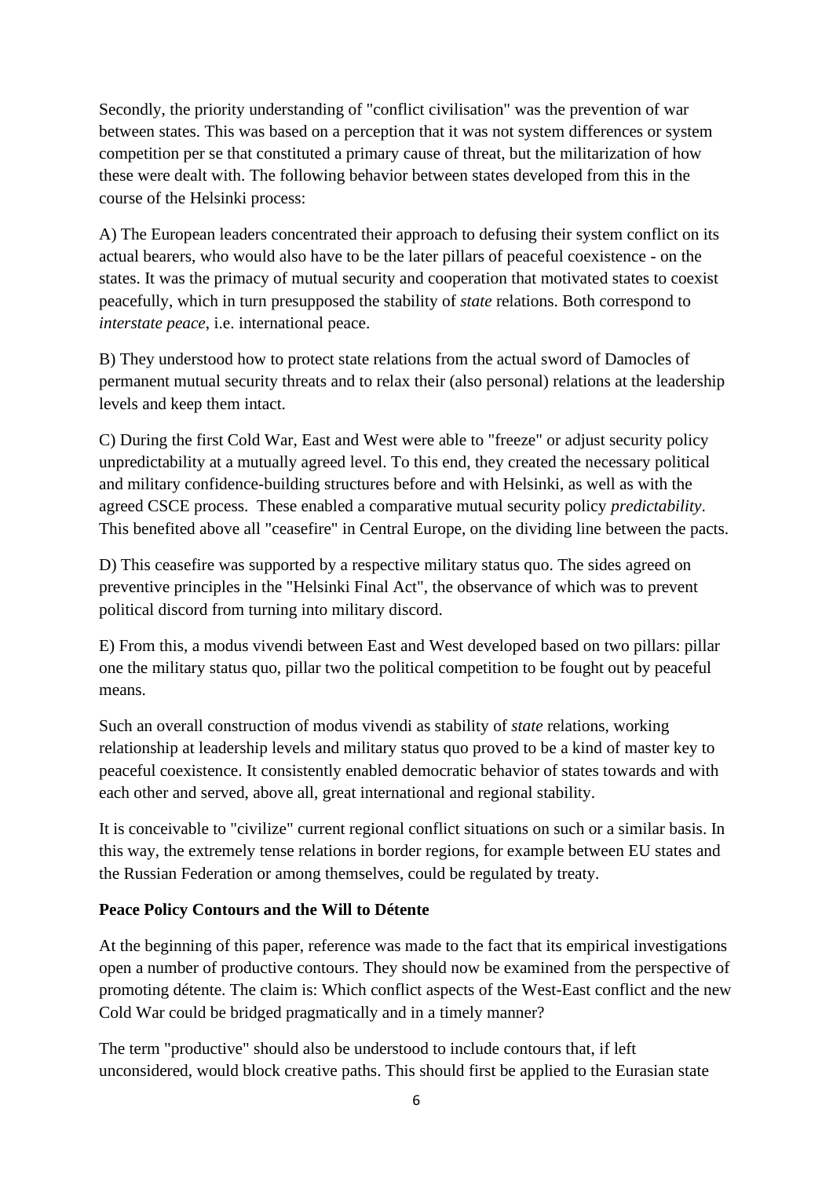Secondly, the priority understanding of "conflict civilisation" was the prevention of war between states. This was based on a perception that it was not system differences or system competition per se that constituted a primary cause of threat, but the militarization of how these were dealt with. The following behavior between states developed from this in the course of the Helsinki process:

A) The European leaders concentrated their approach to defusing their system conflict on its actual bearers, who would also have to be the later pillars of peaceful coexistence - on the states. It was the primacy of mutual security and cooperation that motivated states to coexist peacefully, which in turn presupposed the stability of *state* relations. Both correspond to *interstate peace*, i.e. international peace.

B) They understood how to protect state relations from the actual sword of Damocles of permanent mutual security threats and to relax their (also personal) relations at the leadership levels and keep them intact.

C) During the first Cold War, East and West were able to "freeze" or adjust security policy unpredictability at a mutually agreed level. To this end, they created the necessary political and military confidence-building structures before and with Helsinki, as well as with the agreed CSCE process. These enabled a comparative mutual security policy *predictability*. This benefited above all "ceasefire" in Central Europe, on the dividing line between the pacts.

D) This ceasefire was supported by a respective military status quo. The sides agreed on preventive principles in the "Helsinki Final Act", the observance of which was to prevent political discord from turning into military discord.

E) From this, a modus vivendi between East and West developed based on two pillars: pillar one the military status quo, pillar two the political competition to be fought out by peaceful means.

Such an overall construction of modus vivendi as stability of *state* relations, working relationship at leadership levels and military status quo proved to be a kind of master key to peaceful coexistence. It consistently enabled democratic behavior of states towards and with each other and served, above all, great international and regional stability.

It is conceivable to "civilize" current regional conflict situations on such or a similar basis. In this way, the extremely tense relations in border regions, for example between EU states and the Russian Federation or among themselves, could be regulated by treaty.

**Peace Policy Contours and the Will to Détente**

At the beginning of this paper, reference was made to the fact that its empirical investigations open a number of productive contours. They should now be examined from the perspective of promoting détente. The claim is: Which conflict aspects of the West-East conflict and the new Cold War could be bridged pragmatically and in a timely manner?

The term "productive" should also be understood to include contours that, if left unconsidered, would block creative paths. This should first be applied to the Eurasian state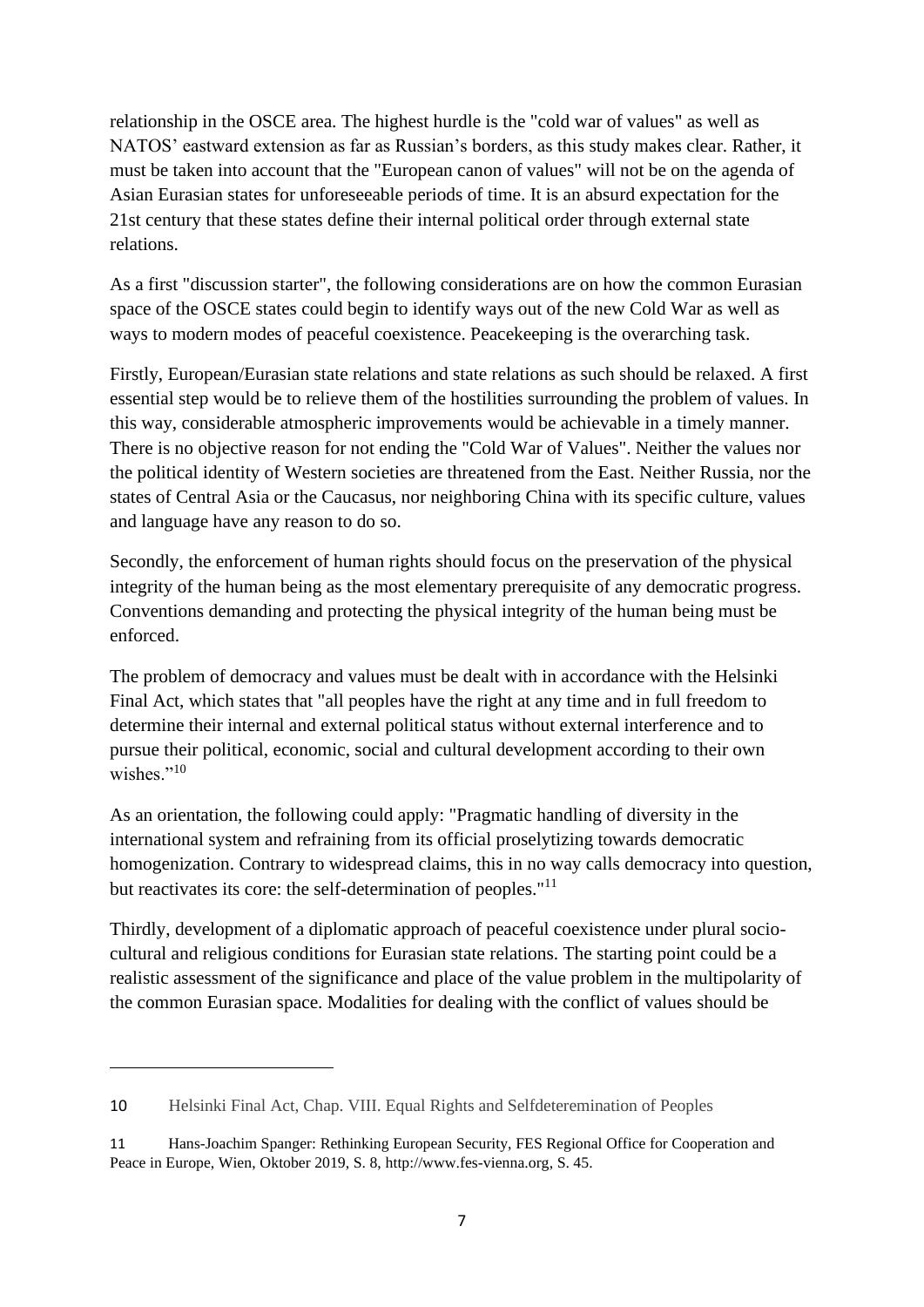relationship in the OSCE area. The highest hurdle is the "cold war of values" as well as NATOS' eastward extension as far as Russian's borders, as this study makes clear. Rather, it must be taken into account that the "European canon of values" will not be on the agenda of Asian Eurasian states for unforeseeable periods of time. It is an absurd expectation for the 21st century that these states define their internal political order through external state relations.

As a first "discussion starter", the following considerations are on how the common Eurasian space of the OSCE states could begin to identify ways out of the new Cold War as well as ways to modern modes of peaceful coexistence. Peacekeeping is the overarching task.

Firstly, European/Eurasian state relations and state relations as such should be relaxed. A first essential step would be to relieve them of the hostilities surrounding the problem of values. In this way, considerable atmospheric improvements would be achievable in a timely manner. There is no objective reason for not ending the "Cold War of Values". Neither the values nor the political identity of Western societies are threatened from the East. Neither Russia, nor the states of Central Asia or the Caucasus, nor neighboring China with its specific culture, values and language have any reason to do so.

Secondly, the enforcement of human rights should focus on the preservation of the physical integrity of the human being as the most elementary prerequisite of any democratic progress. Conventions demanding and protecting the physical integrity of the human being must be enforced.

The problem of democracy and values must be dealt with in accordance with the Helsinki Final Act, which states that "all peoples have the right at any time and in full freedom to determine their internal and external political status without external interference and to pursue their political, economic, social and cultural development according to their own wishes."[10]

As an orientation, the following could apply: "Pragmatic handling of diversity in the international system and refraining from its official proselytizing towards democratic homogenization. Contrary to widespread claims, this in no way calls democracy into question, but reactivates its core: the self-determination of peoples."[11]

Thirdly, development of a diplomatic approach of peaceful coexistence under plural socio-cultural and religious conditions for Eurasian state relations. The starting point could be a realistic assessment of the significance and place of the value problem in the multipolarity of the common Eurasian space. Modalities for dealing with the conflict of values should be

---

10 Helsinki Final Act, Chap. VIII. Equal Rights and Selfdeteremination of Peoples

11 Hans-Joachim Spanger: Rethinking European Security, FES Regional Office for Cooperation and Peace in Europe, Wien, Oktober 2019, S. 8, http://www.fes-vienna.org, S. 45.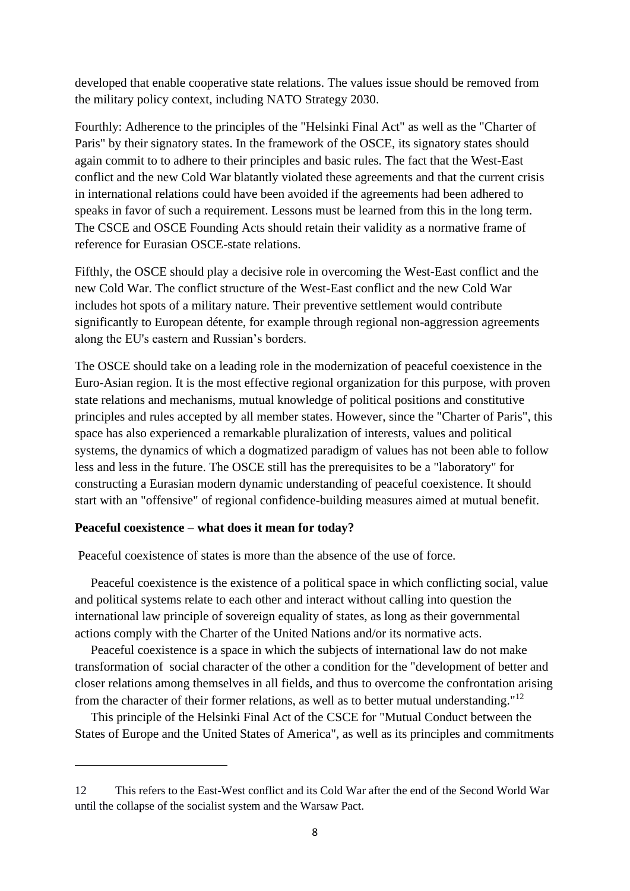developed that enable cooperative state relations. The values issue should be removed from the military policy context, including NATO Strategy 2030.

Fourthly: Adherence to the principles of the "Helsinki Final Act" as well as the "Charter of Paris" by their signatory states. In the framework of the OSCE, its signatory states should again commit to to adhere to their principles and basic rules. The fact that the West-East conflict and the new Cold War blatantly violated these agreements and that the current crisis in international relations could have been avoided if the agreements had been adhered to speaks in favor of such a requirement. Lessons must be learned from this in the long term. The CSCE and OSCE Founding Acts should retain their validity as a normative frame of reference for Eurasian OSCE-state relations.

Fifthly, the OSCE should play a decisive role in overcoming the West-East conflict and the new Cold War. The conflict structure of the West-East conflict and the new Cold War includes hot spots of a military nature. Their preventive settlement would contribute significantly to European détente, for example through regional non-aggression agreements along the EU's eastern and Russian's borders.

The OSCE should take on a leading role in the modernization of peaceful coexistence in the Euro-Asian region. It is the most effective regional organization for this purpose, with proven state relations and mechanisms, mutual knowledge of political positions and constitutive principles and rules accepted by all member states. However, since the "Charter of Paris", this space has also experienced a remarkable pluralization of interests, values and political systems, the dynamics of which a dogmatized paradigm of values has not been able to follow less and less in the future. The OSCE still has the prerequisites to be a "laboratory" for constructing a Eurasian modern dynamic understanding of peaceful coexistence. It should start with an "offensive" of regional confidence-building measures aimed at mutual benefit.

**Peaceful coexistence – what does it mean for today?**

Peaceful coexistence of states is more than the absence of the use of force.

Peaceful coexistence is the existence of a political space in which conflicting social, value and political systems relate to each other and interact without calling into question the international law principle of sovereign equality of states, as long as their governmental actions comply with the Charter of the United Nations and/or its normative acts.

Peaceful coexistence is a space in which the subjects of international law do not make transformation of social character of the other a condition for the "development of better and closer relations among themselves in all fields, and thus to overcome the confrontation arising from the character of their former relations, as well as to better mutual understanding."[12]

This principle of the Helsinki Final Act of the CSCE for "Mutual Conduct between the States of Europe and the United States of America", as well as its principles and commitments

---

12 This refers to the East-West conflict and its Cold War after the end of the Second World War until the collapse of the socialist system and the Warsaw Pact.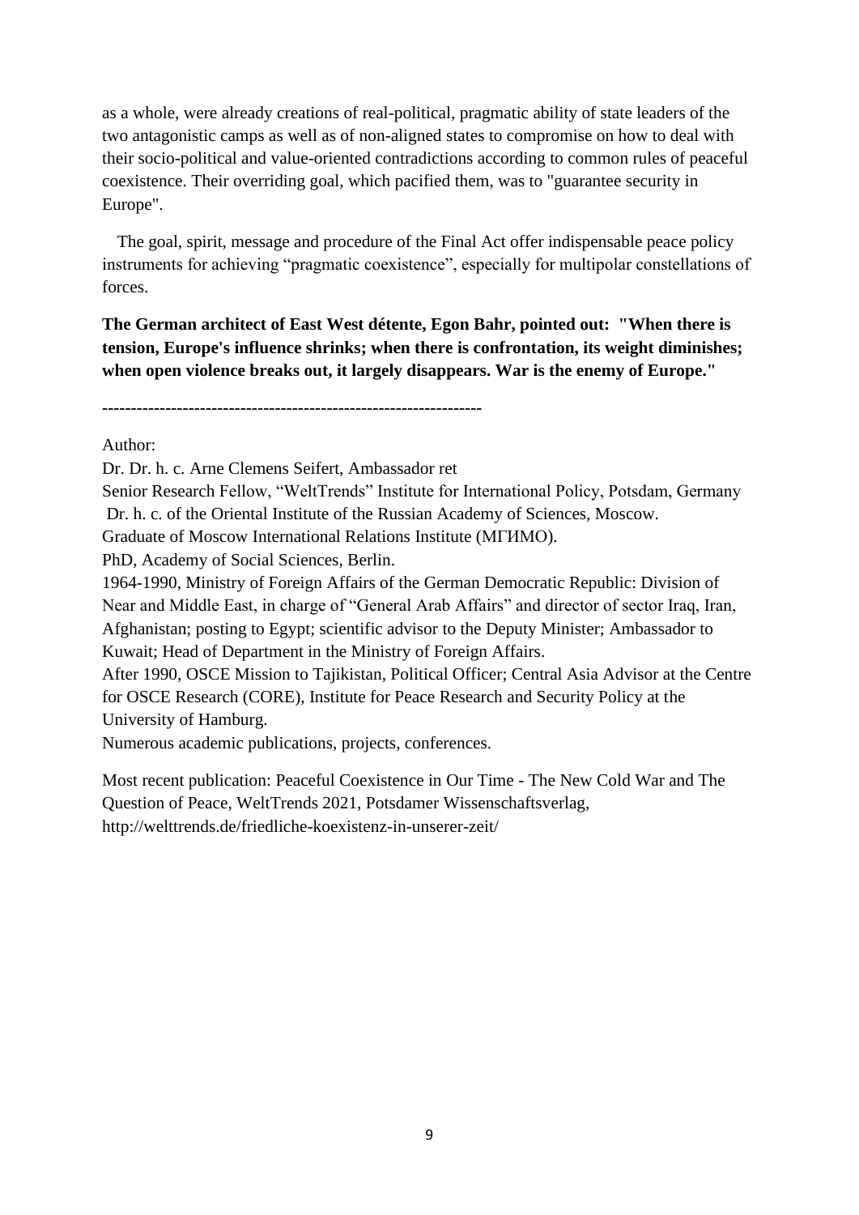as a whole, were already creations of real-political, pragmatic ability of state leaders of the two antagonistic camps as well as of non-aligned states to compromise on how to deal with their socio-political and value-oriented contradictions according to common rules of peaceful coexistence. Their overriding goal, which pacified them, was to "guarantee security in Europe".

The goal, spirit, message and procedure of the Final Act offer indispensable peace policy instruments for achieving "pragmatic coexistence", especially for multipolar constellations of forces.

**The German architect of East West détente, Egon Bahr, pointed out: "When there is tension, Europe's influence shrinks; when there is confrontation, its weight diminishes; when open violence breaks out, it largely disappears. War is the enemy of Europe."**

-----------------------------------------------------------------

Author:

Dr. Dr. h. c. Arne Clemens Seifert, Ambassador ret

Senior Research Fellow, "WeltTrends" Institute for International Policy, Potsdam, Germany

Dr. h. c. of the Oriental Institute of the Russian Academy of Sciences, Moscow.

Graduate of Moscow International Relations Institute (МГИМО).

PhD, Academy of Social Sciences, Berlin.

1964-1990, Ministry of Foreign Affairs of the German Democratic Republic: Division of Near and Middle East, in charge of "General Arab Affairs" and director of sector Iraq, Iran, Afghanistan; posting to Egypt; scientific advisor to the Deputy Minister; Ambassador to Kuwait; Head of Department in the Ministry of Foreign Affairs.

After 1990, OSCE Mission to Tajikistan, Political Officer; Central Asia Advisor at the Centre for OSCE Research (CORE), Institute for Peace Research and Security Policy at the University of Hamburg.

Numerous academic publications, projects, conferences.

Most recent publication: Peaceful Coexistence in Our Time - The New Cold War and The Question of Peace, WeltTrends 2021, Potsdamer Wissenschaftsverlag, http://welttrends.de/friedliche-koexistenz-in-unserer-zeit/